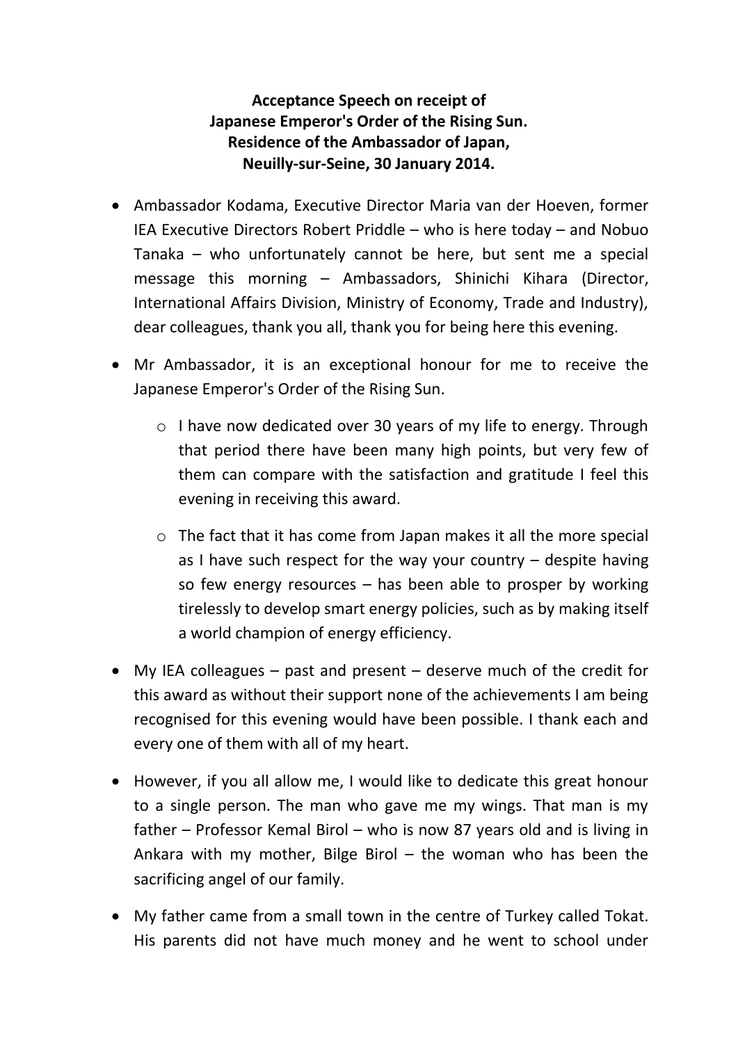**Acceptance Speech on receipt of Japanese Emperor's Order of the Rising Sun. Residence of the Ambassador of Japan, Neuilly-sur-Seine, 30 January 2014.**

- Ambassador Kodama, Executive Director Maria van der Hoeven, former IEA Executive Directors Robert Priddle – who is here today – and Nobuo Tanaka – who unfortunately cannot be here, but sent me a special message this morning – Ambassadors, Shinichi Kihara (Director, International Affairs Division, Ministry of Economy, Trade and Industry), dear colleagues, thank you all, thank you for being here this evening.
- Mr Ambassador, it is an exceptional honour for me to receive the Japanese Emperor's Order of the Rising Sun.
    - I have now dedicated over 30 years of my life to energy. Through that period there have been many high points, but very few of them can compare with the satisfaction and gratitude I feel this evening in receiving this award.
    - The fact that it has come from Japan makes it all the more special as I have such respect for the way your country – despite having so few energy resources – has been able to prosper by working tirelessly to develop smart energy policies, such as by making itself a world champion of energy efficiency.
- My IEA colleagues – past and present – deserve much of the credit for this award as without their support none of the achievements I am being recognised for this evening would have been possible. I thank each and every one of them with all of my heart.
- However, if you all allow me, I would like to dedicate this great honour to a single person. The man who gave me my wings. That man is my father – Professor Kemal Birol – who is now 87 years old and is living in Ankara with my mother, Bilge Birol – the woman who has been the sacrificing angel of our family.
- My father came from a small town in the centre of Turkey called Tokat. His parents did not have much money and he went to school under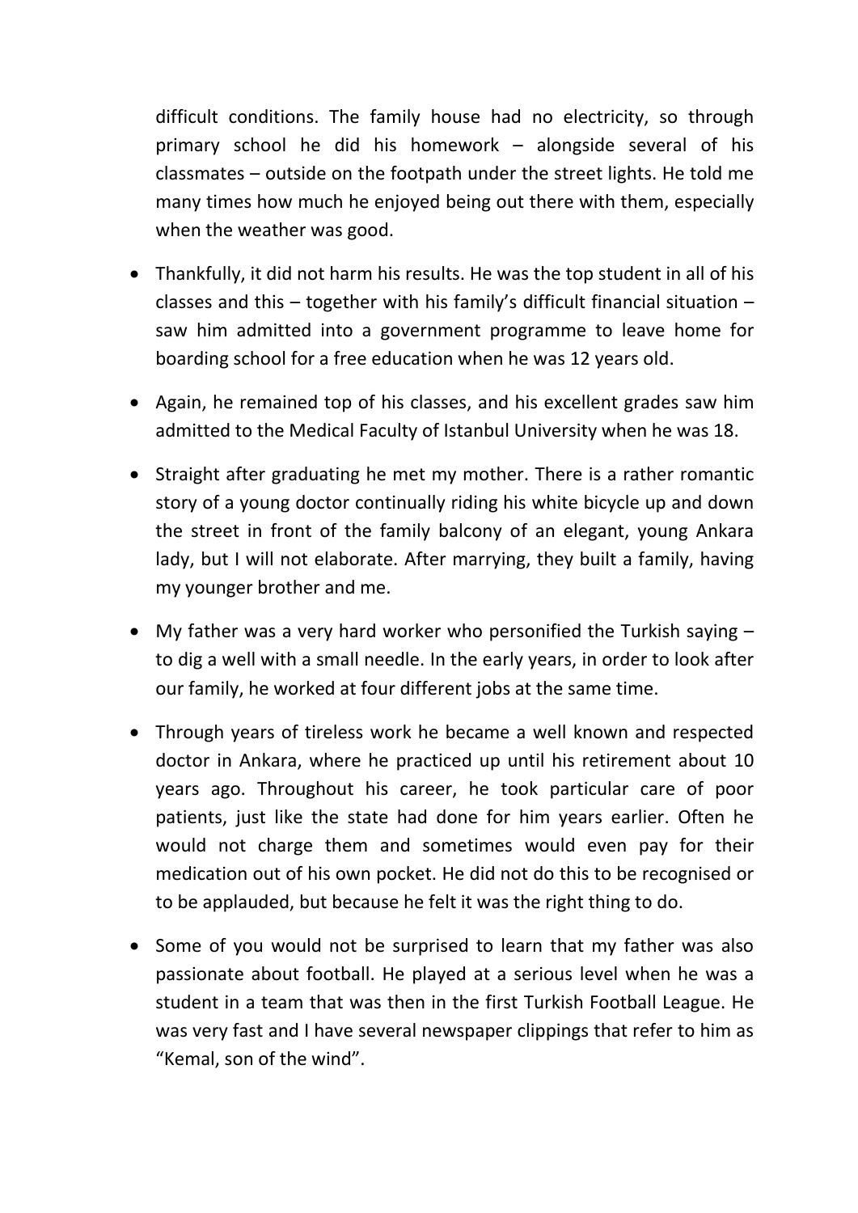difficult conditions. The family house had no electricity, so through primary school he did his homework – alongside several of his classmates – outside on the footpath under the street lights. He told me many times how much he enjoyed being out there with them, especially when the weather was good.

- Thankfully, it did not harm his results. He was the top student in all of his classes and this – together with his family's difficult financial situation – saw him admitted into a government programme to leave home for boarding school for a free education when he was 12 years old.
- Again, he remained top of his classes, and his excellent grades saw him admitted to the Medical Faculty of Istanbul University when he was 18.
- Straight after graduating he met my mother. There is a rather romantic story of a young doctor continually riding his white bicycle up and down the street in front of the family balcony of an elegant, young Ankara lady, but I will not elaborate. After marrying, they built a family, having my younger brother and me.
- My father was a very hard worker who personified the Turkish saying – to dig a well with a small needle. In the early years, in order to look after our family, he worked at four different jobs at the same time.
- Through years of tireless work he became a well known and respected doctor in Ankara, where he practiced up until his retirement about 10 years ago. Throughout his career, he took particular care of poor patients, just like the state had done for him years earlier. Often he would not charge them and sometimes would even pay for their medication out of his own pocket. He did not do this to be recognised or to be applauded, but because he felt it was the right thing to do.
- Some of you would not be surprised to learn that my father was also passionate about football. He played at a serious level when he was a student in a team that was then in the first Turkish Football League. He was very fast and I have several newspaper clippings that refer to him as "Kemal, son of the wind".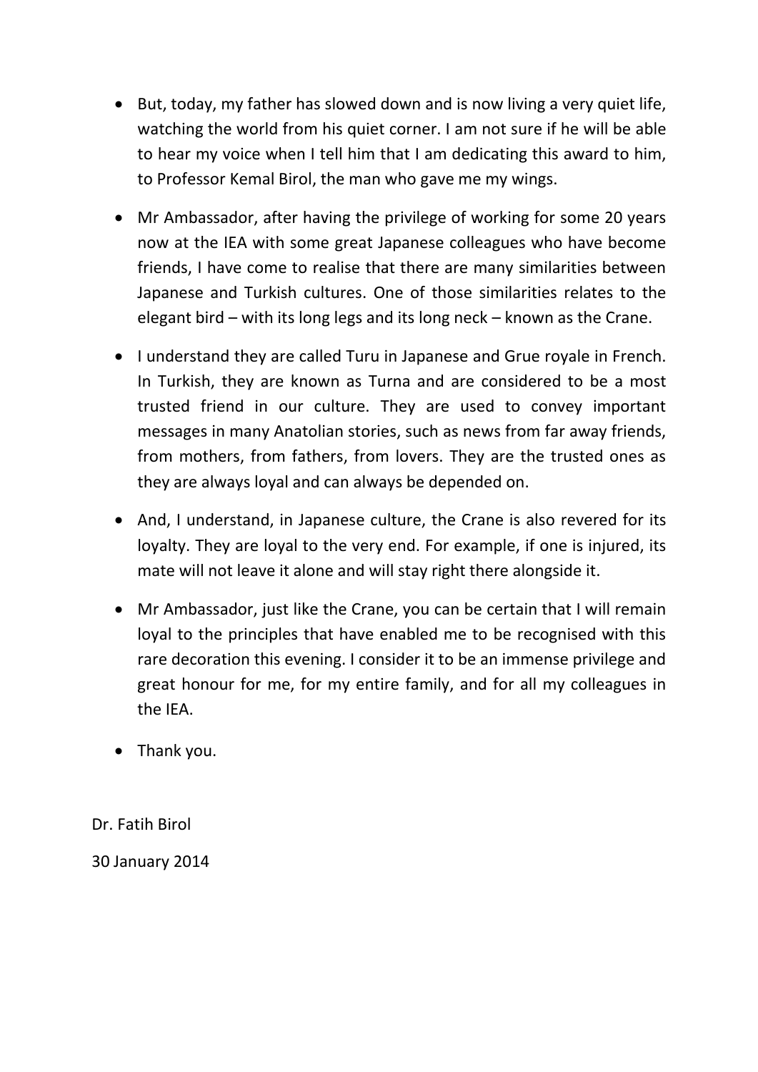- But, today, my father has slowed down and is now living a very quiet life, watching the world from his quiet corner. I am not sure if he will be able to hear my voice when I tell him that I am dedicating this award to him, to Professor Kemal Birol, the man who gave me my wings.

- Mr Ambassador, after having the privilege of working for some 20 years now at the IEA with some great Japanese colleagues who have become friends, I have come to realise that there are many similarities between Japanese and Turkish cultures. One of those similarities relates to the elegant bird – with its long legs and its long neck – known as the Crane.

- I understand they are called Turu in Japanese and Grue royale in French. In Turkish, they are known as Turna and are considered to be a most trusted friend in our culture. They are used to convey important messages in many Anatolian stories, such as news from far away friends, from mothers, from fathers, from lovers. They are the trusted ones as they are always loyal and can always be depended on.

- And, I understand, in Japanese culture, the Crane is also revered for its loyalty. They are loyal to the very end. For example, if one is injured, its mate will not leave it alone and will stay right there alongside it.

- Mr Ambassador, just like the Crane, you can be certain that I will remain loyal to the principles that have enabled me to be recognised with this rare decoration this evening. I consider it to be an immense privilege and great honour for me, for my entire family, and for all my colleagues in the IEA.

- Thank you.

Dr. Fatih Birol

30 January 2014